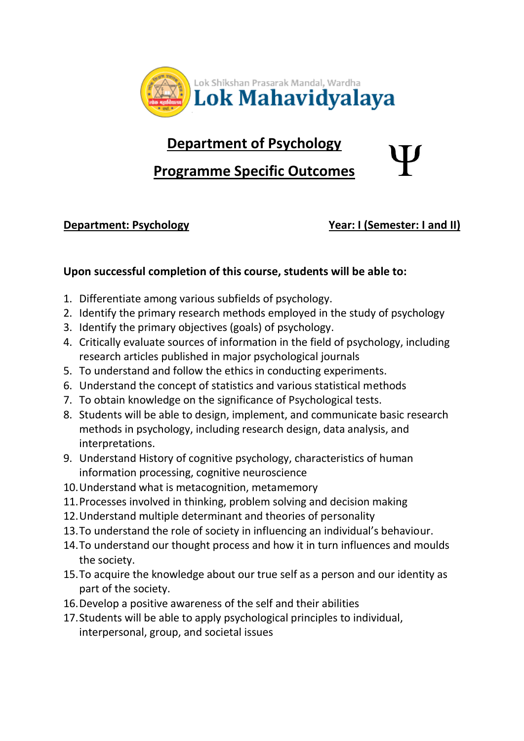Lok Shikshan Prasarak Mandal, Wardha

# Lok Mahavidyalaya

## Department of Psychology

## Programme Specific Outcomes

Ψ

**Department: Psychology** **Year: I (Semester: I and II)**

**Upon successful completion of this course, students will be able to:**

1. Differentiate among various subfields of psychology.
2. Identify the primary research methods employed in the study of psychology
3. Identify the primary objectives (goals) of psychology.
4. Critically evaluate sources of information in the field of psychology, including research articles published in major psychological journals
5. To understand and follow the ethics in conducting experiments.
6. Understand the concept of statistics and various statistical methods
7. To obtain knowledge on the significance of Psychological tests.
8. Students will be able to design, implement, and communicate basic research methods in psychology, including research design, data analysis, and interpretations.
9. Understand History of cognitive psychology, characteristics of human information processing, cognitive neuroscience
10. Understand what is metacognition, metamemory
11. Processes involved in thinking, problem solving and decision making
12. Understand multiple determinant and theories of personality
13. To understand the role of society in influencing an individual's behaviour.
14. To understand our thought process and how it in turn influences and moulds the society.
15. To acquire the knowledge about our true self as a person and our identity as part of the society.
16. Develop a positive awareness of the self and their abilities
17. Students will be able to apply psychological principles to individual, interpersonal, group, and societal issues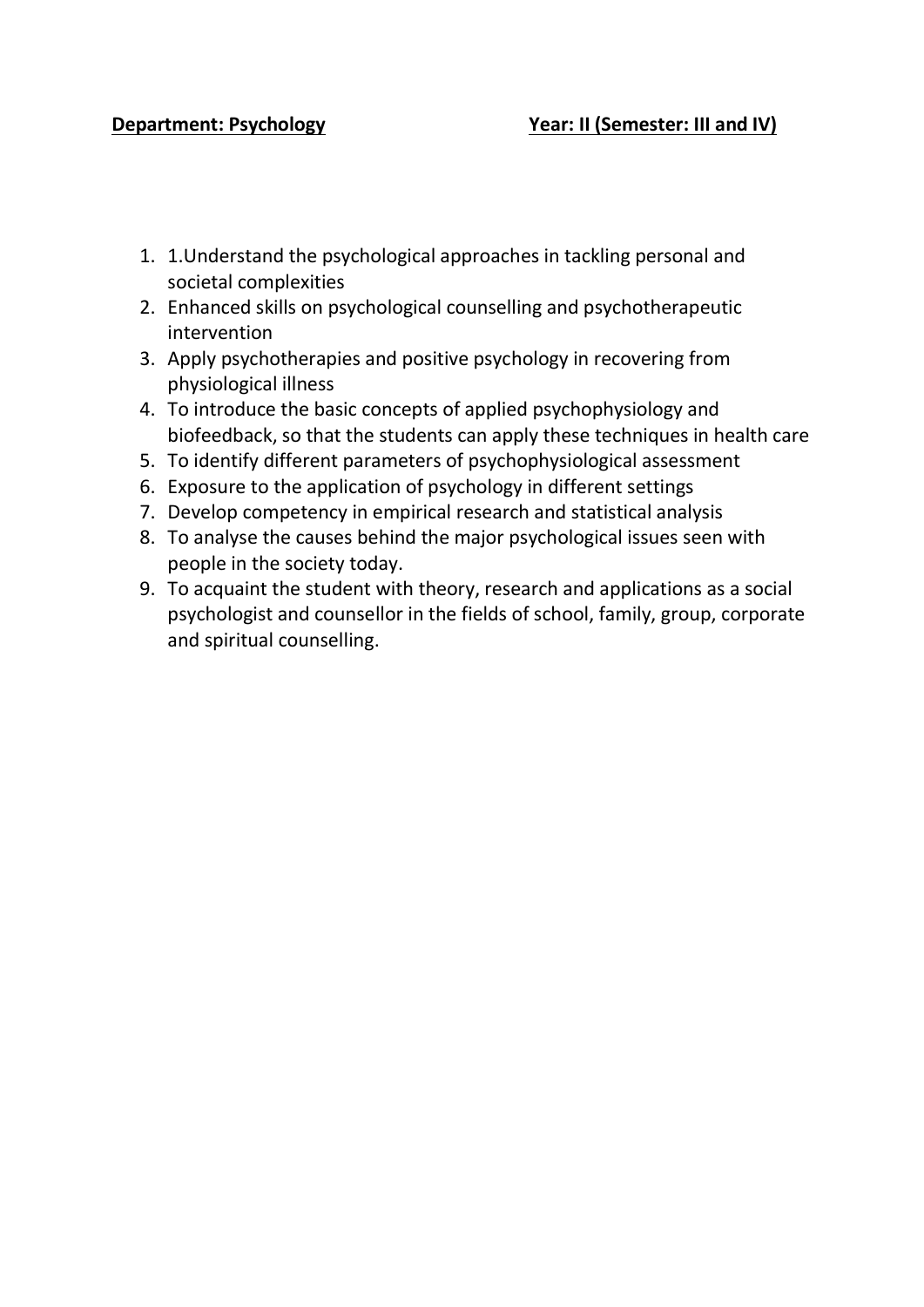**Department: Psychology** **Year: II (Semester: III and IV)**

1. 1.Understand the psychological approaches in tackling personal and societal complexities
2. Enhanced skills on psychological counselling and psychotherapeutic intervention
3. Apply psychotherapies and positive psychology in recovering from physiological illness
4. To introduce the basic concepts of applied psychophysiology and biofeedback, so that the students can apply these techniques in health care
5. To identify different parameters of psychophysiological assessment
6. Exposure to the application of psychology in different settings
7. Develop competency in empirical research and statistical analysis
8. To analyse the causes behind the major psychological issues seen with people in the society today.
9. To acquaint the student with theory, research and applications as a social psychologist and counsellor in the fields of school, family, group, corporate and spiritual counselling.